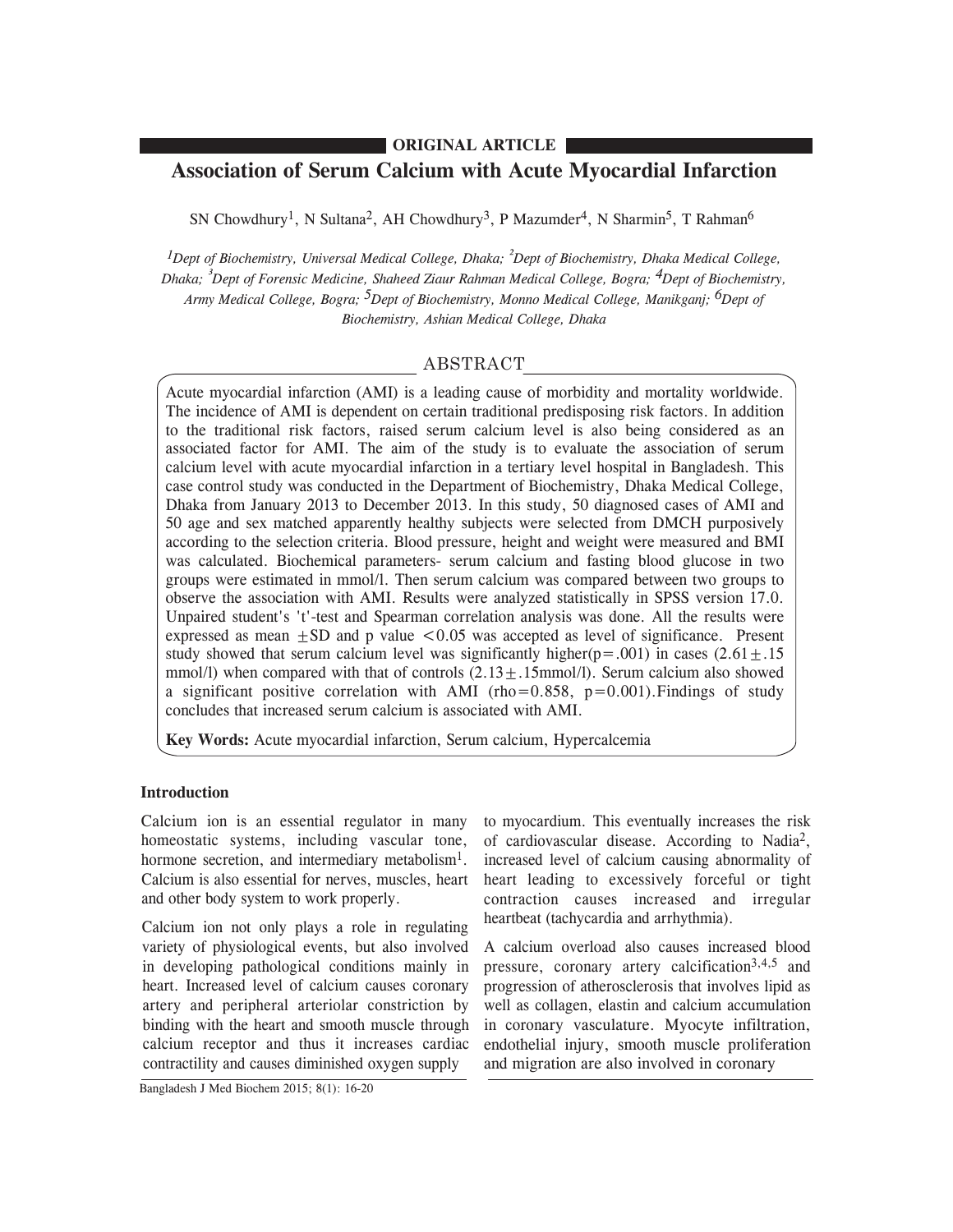ORIGINAL ARTICLE

# Association of Serum Calcium with Acute Myocardial Infarction

SN Chowdhury[1], N Sultana[2], AH Chowdhury[3], P Mazumder[4], N Sharmin[5], T Rahman[6]

*[1]Dept of Biochemistry, Universal Medical College, Dhaka; [2]Dept of Biochemistry, Dhaka Medical College, Dhaka; [3]Dept of Forensic Medicine, Shaheed Ziaur Rahman Medical College, Bogra; [4]Dept of Biochemistry, Army Medical College, Bogra; [5]Dept of Biochemistry, Monno Medical College, Manikganj; [6]Dept of Biochemistry, Ashian Medical College, Dhaka*

## ABSTRACT

Acute myocardial infarction (AMI) is a leading cause of morbidity and mortality worldwide. The incidence of AMI is dependent on certain traditional predisposing risk factors. In addition to the traditional risk factors, raised serum calcium level is also being considered as an associated factor for AMI. The aim of the study is to evaluate the association of serum calcium level with acute myocardial infarction in a tertiary level hospital in Bangladesh. This case control study was conducted in the Department of Biochemistry, Dhaka Medical College, Dhaka from January 2013 to December 2013. In this study, 50 diagnosed cases of AMI and 50 age and sex matched apparently healthy subjects were selected from DMCH purposively according to the selection criteria. Blood pressure, height and weight were measured and BMI was calculated. Biochemical parameters- serum calcium and fasting blood glucose in two groups were estimated in mmol/l. Then serum calcium was compared between two groups to observe the association with AMI. Results were analyzed statistically in SPSS version 17.0. Unpaired student's 't'-test and Spearman correlation analysis was done. All the results were expressed as mean $\pm$SD and p value $<0.05$ was accepted as level of significance. Present study showed that serum calcium level was significantly higher($p=.001$) in cases ($2.61\pm.15$ mmol/l) when compared with that of controls ($2.13\pm.15$mmol/l). Serum calcium also showed a significant positive correlation with AMI ($rho=0.858$, $p=0.001$).Findings of study concludes that increased serum calcium is associated with AMI.

**Key Words:** Acute myocardial infarction, Serum calcium, Hypercalcemia

### Introduction

Calcium ion is an essential regulator in many homeostatic systems, including vascular tone, hormone secretion, and intermediary metabolism[1]. Calcium is also essential for nerves, muscles, heart and other body system to work properly.

Calcium ion not only plays a role in regulating variety of physiological events, but also involved in developing pathological conditions mainly in heart. Increased level of calcium causes coronary artery and peripheral arteriolar constriction by binding with the heart and smooth muscle through calcium receptor and thus it increases cardiac contractility and causes diminished oxygen supply to myocardium. This eventually increases the risk of cardiovascular disease. According to Nadia[2], increased level of calcium causing abnormality of heart leading to excessively forceful or tight contraction causes increased and irregular heartbeat (tachycardia and arrhythmia).

A calcium overload also causes increased blood pressure, coronary artery calcification[3,4,5] and progression of atherosclerosis that involves lipid as well as collagen, elastin and calcium accumulation in coronary vasculature. Myocyte infiltration, endothelial injury, smooth muscle proliferation and migration are also involved in coronary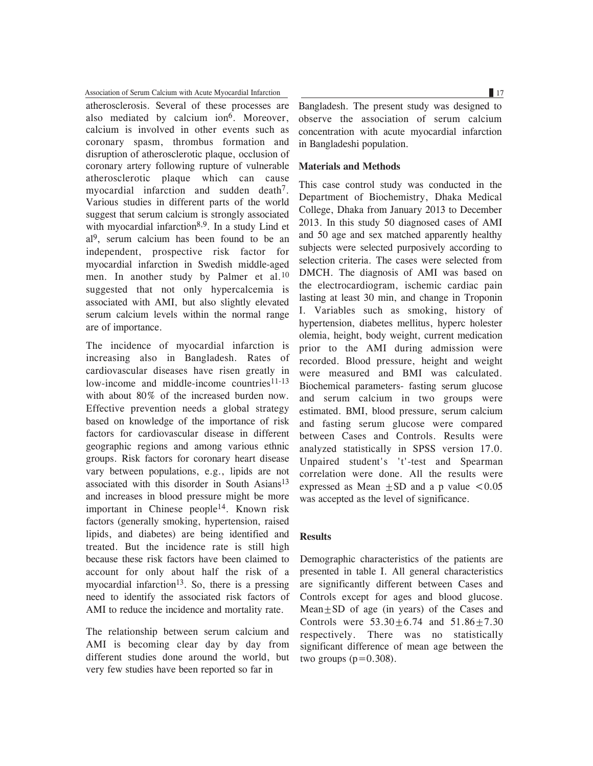atherosclerosis. Several of these processes are also mediated by calcium ion[6]. Moreover, calcium is involved in other events such as coronary spasm, thrombus formation and disruption of atherosclerotic plaque, occlusion of coronary artery following rupture of vulnerable atherosclerotic plaque which can cause myocardial infarction and sudden death[7]. Various studies in different parts of the world suggest that serum calcium is strongly associated with myocardial infarction[8,9]. In a study Lind et al[9], serum calcium has been found to be an independent, prospective risk factor for myocardial infarction in Swedish middle-aged men. In another study by Palmer et al.[10] suggested that not only hypercalcemia is associated with AMI, but also slightly elevated serum calcium levels within the normal range are of importance.

The incidence of myocardial infarction is increasing also in Bangladesh. Rates of cardiovascular diseases have risen greatly in low-income and middle-income countries[11-13] with about 80% of the increased burden now. Effective prevention needs a global strategy based on knowledge of the importance of risk factors for cardiovascular disease in different geographic regions and among various ethnic groups. Risk factors for coronary heart disease vary between populations, e.g., lipids are not associated with this disorder in South Asians[13] and increases in blood pressure might be more important in Chinese people[14]. Known risk factors (generally smoking, hypertension, raised lipids, and diabetes) are being identified and treated. But the incidence rate is still high because these risk factors have been claimed to account for only about half the risk of a myocardial infarction[13]. So, there is a pressing need to identify the associated risk factors of AMI to reduce the incidence and mortality rate.

The relationship between serum calcium and AMI is becoming clear day by day from different studies done around the world, but very few studies have been reported so far in Bangladesh. The present study was designed to observe the association of serum calcium concentration with acute myocardial infarction in Bangladeshi population.

## Materials and Methods

This case control study was conducted in the Department of Biochemistry, Dhaka Medical College, Dhaka from January 2013 to December 2013. In this study 50 diagnosed cases of AMI and 50 age and sex matched apparently healthy subjects were selected purposively according to selection criteria. The cases were selected from DMCH. The diagnosis of AMI was based on the electrocardiogram, ischemic cardiac pain lasting at least 30 min, and change in Troponin I. Variables such as smoking, history of hypertension, diabetes mellitus, hyperc holester olemia, height, body weight, current medication prior to the AMI during admission were recorded. Blood pressure, height and weight were measured and BMI was calculated. Biochemical parameters- fasting serum glucose and serum calcium in two groups were estimated. BMI, blood pressure, serum calcium and fasting serum glucose were compared between Cases and Controls. Results were analyzed statistically in SPSS version 17.0. Unpaired student's 't'-test and Spearman correlation were done. All the results were expressed as Mean $\pm$SD and a p value $<0.05$ was accepted as the level of significance.

## Results

Demographic characteristics of the patients are presented in table I. All general characteristics are significantly different between Cases and Controls except for ages and blood glucose. Mean$\pm$SD of age (in years) of the Cases and Controls were $53.30\pm6.74$ and $51.86\pm7.30$ respectively. There was no statistically significant difference of mean age between the two groups ($p=0.308$).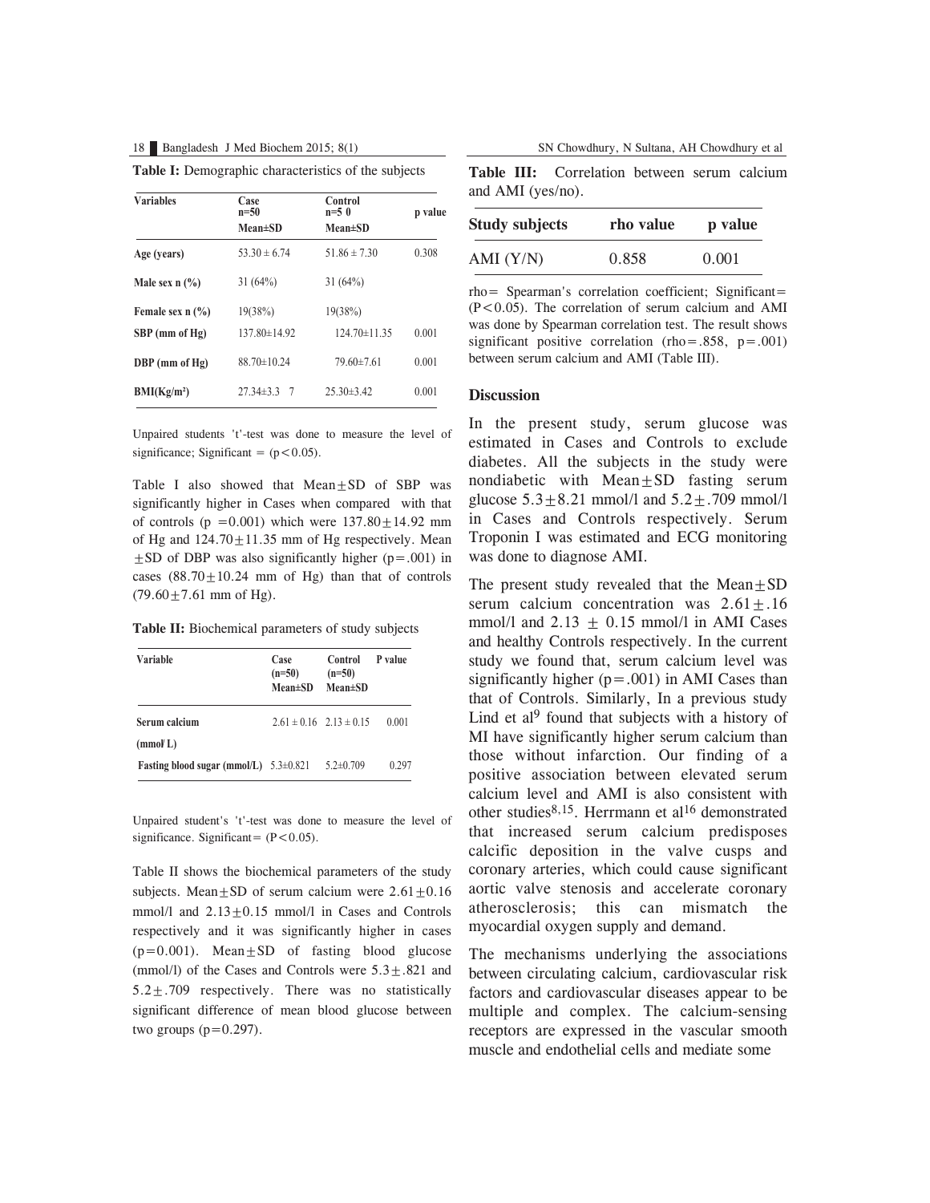**Table I:** Demographic characteristics of the subjects

| Variables | Case n=50 Mean±SD | Control n=5 0 Mean±SD | p value |
|---|---|---|---|
| Age (years) | 53.30 ± 6.74 | 51.86 ± 7.30 | 0.308 |
| Male sex n (%) | 31 (64%) | 31 (64%) | |
| Female sex n (%) | 19(38%) | 19(38%) | |
| SBP (mm of Hg) | 137.80±14.92 | 124.70±11.35 | 0.001 |
| DBP (mm of Hg) | 88.70±10.24 | 79.60±7.61 | 0.001 |
| BMI(Kg/m²) | 27.34±3.3 7 | 25.30±3.42 | 0.001 |

Unpaired students 't'-test was done to measure the level of significance; Significant = ($p<0.05$).

Table I also showed that Mean$\pm$SD of SBP was significantly higher in Cases when compared with that of controls ($p = 0.001$) which were 137.80$\pm$14.92 mm of Hg and 124.70$\pm$11.35 mm of Hg respectively. Mean $\pm$SD of DBP was also significantly higher ($p=.001$) in cases (88.70$\pm$10.24 mm of Hg) than that of controls (79.60$\pm$7.61 mm of Hg).

**Table II:** Biochemical parameters of study subjects

| Variable | Case (n=50) Mean±SD | Control (n=50) Mean±SD | P value |
|---|---|---|---|
| Serum calcium (mmol/ L) | 2.61 ± 0.16 | 2.13 ± 0.15 | 0.001 |
| Fasting blood sugar (mmol/L) | 5.3±0.821 | 5.2±0.709 | 0.297 |

Unpaired student's 't'-test was done to measure the level of significance. Significant= ($P<0.05$).

Table II shows the biochemical parameters of the study subjects. Mean$\pm$SD of serum calcium were 2.61$\pm$0.16 mmol/l and 2.13$\pm$0.15 mmol/l in Cases and Controls respectively and it was significantly higher in cases ($p=0.001$). Mean$\pm$SD of fasting blood glucose (mmol/l) of the Cases and Controls were 5.3$\pm$.821 and 5.2$\pm$.709 respectively. There was no statistically significant difference of mean blood glucose between two groups ($p=0.297$).

**Table III:** Correlation between serum calcium and AMI (yes/no).

| Study subjects | rho value | p value |
|---|---|---|
| AMI (Y/N) | 0.858 | 0.001 |

rho= Spearman's correlation coefficient; Significant= ($P<0.05$). The correlation of serum calcium and AMI was done by Spearman correlation test. The result shows significant positive correlation (rho=.858, $p=.001$) between serum calcium and AMI (Table III).

## Discussion

In the present study, serum glucose was estimated in Cases and Controls to exclude diabetes. All the subjects in the study were nondiabetic with Mean$\pm$SD fasting serum glucose 5.3$\pm$8.21 mmol/l and 5.2$\pm$.709 mmol/l in Cases and Controls respectively. Serum Troponin I was estimated and ECG monitoring was done to diagnose AMI.

The present study revealed that the Mean$\pm$SD serum calcium concentration was 2.61$\pm$.16 mmol/l and 2.13 $\pm$ 0.15 mmol/l in AMI Cases and healthy Controls respectively. In the current study we found that, serum calcium level was significantly higher ($p=.001$) in AMI Cases than that of Controls. Similarly, In a previous study Lind et al[9] found that subjects with a history of MI have significantly higher serum calcium than those without infarction. Our finding of a positive association between elevated serum calcium level and AMI is also consistent with other studies[8,15]. Herrmann et al[16] demonstrated that increased serum calcium predisposes calcific deposition in the valve cusps and coronary arteries, which could cause significant aortic valve stenosis and accelerate coronary atherosclerosis; this can mismatch the myocardial oxygen supply and demand.

The mechanisms underlying the associations between circulating calcium, cardiovascular risk factors and cardiovascular diseases appear to be multiple and complex. The calcium-sensing receptors are expressed in the vascular smooth muscle and endothelial cells and mediate some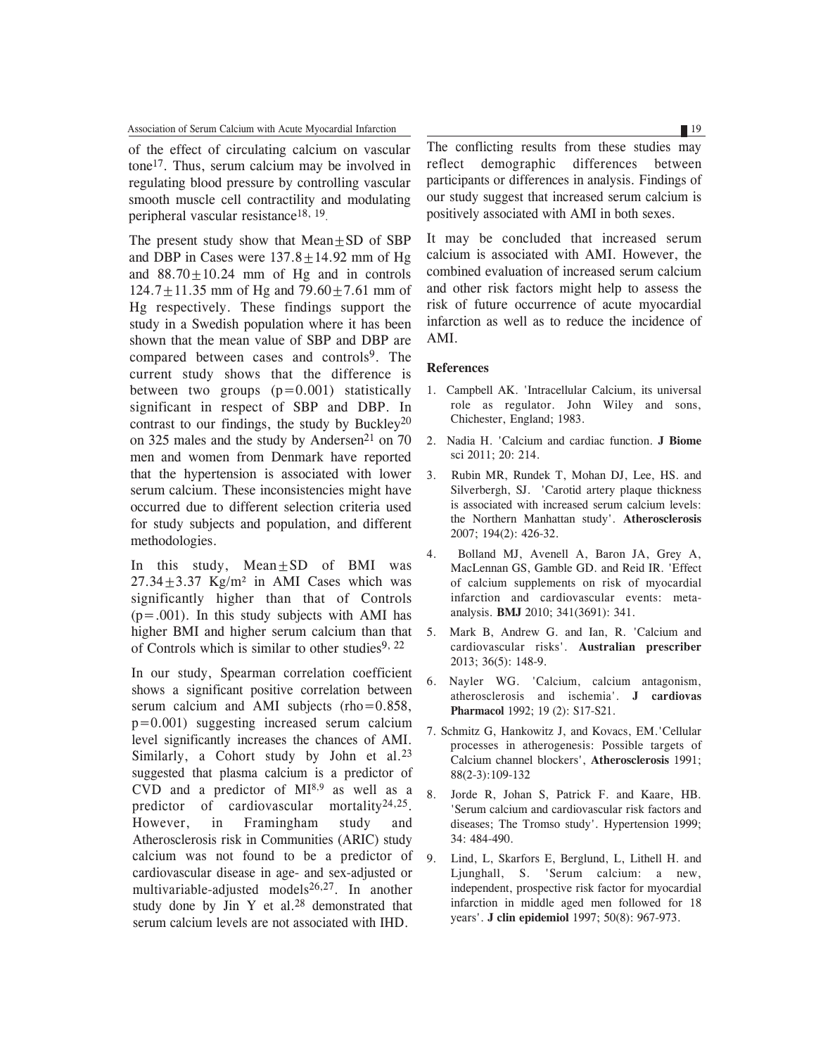of the effect of circulating calcium on vascular tone[17]. Thus, serum calcium may be involved in regulating blood pressure by controlling vascular smooth muscle cell contractility and modulating peripheral vascular resistance[18, 19].

The present study show that Mean$\pm$SD of SBP and DBP in Cases were $137.8\pm14.92$ mm of Hg and $88.70\pm10.24$ mm of Hg and in controls $124.7\pm11.35$ mm of Hg and $79.60\pm7.61$ mm of Hg respectively. These findings support the study in a Swedish population where it has been shown that the mean value of SBP and DBP are compared between cases and controls[9]. The current study shows that the difference is between two groups ($p=0.001$) statistically significant in respect of SBP and DBP. In contrast to our findings, the study by Buckley[20] on 325 males and the study by Andersen[21] on 70 men and women from Denmark have reported that the hypertension is associated with lower serum calcium. These inconsistencies might have occurred due to different selection criteria used for study subjects and population, and different methodologies.

In this study, Mean$\pm$SD of BMI was $27.34\pm3.37$ Kg/m² in AMI Cases which was significantly higher than that of Controls ($p=.001$). In this study subjects with AMI has higher BMI and higher serum calcium than that of Controls which is similar to other studies[9, 22]

In our study, Spearman correlation coefficient shows a significant positive correlation between serum calcium and AMI subjects (rho=0.858, $p=0.001$) suggesting increased serum calcium level significantly increases the chances of AMI. Similarly, a Cohort study by John et al.[23] suggested that plasma calcium is a predictor of CVD and a predictor of MI[8,9] as well as a predictor of cardiovascular mortality[24,25]. However, in Framingham study and Atherosclerosis risk in Communities (ARIC) study calcium was not found to be a predictor of cardiovascular disease in age- and sex-adjusted or multivariable-adjusted models[26,27]. In another study done by Jin Y et al.[28] demonstrated that serum calcium levels are not associated with IHD.

The conflicting results from these studies may reflect demographic differences between participants or differences in analysis. Findings of our study suggest that increased serum calcium is positively associated with AMI in both sexes.

It may be concluded that increased serum calcium is associated with AMI. However, the combined evaluation of increased serum calcium and other risk factors might help to assess the risk of future occurrence of acute myocardial infarction as well as to reduce the incidence of AMI.

## References

1. Campbell AK. 'Intracellular Calcium, its universal role as regulator. John Wiley and sons, Chichester, England; 1983.
2. Nadia H. 'Calcium and cardiac function. **J Biome** sci 2011; 20: 214.
3. Rubin MR, Rundek T, Mohan DJ, Lee, HS. and Silverbergh, SJ. 'Carotid artery plaque thickness is associated with increased serum calcium levels: the Northern Manhattan study'. **Atherosclerosis** 2007; 194(2): 426-32.
4. Bolland MJ, Avenell A, Baron JA, Grey A, MacLennan GS, Gamble GD. and Reid IR. 'Effect of calcium supplements on risk of myocardial infarction and cardiovascular events: meta-analysis. **BMJ** 2010; 341(3691): 341.
5. Mark B, Andrew G. and Ian, R. 'Calcium and cardiovascular risks'. **Australian prescriber** 2013; 36(5): 148-9.
6. Nayler WG. 'Calcium, calcium antagonism, atherosclerosis and ischemia'. **J cardiovas Pharmacol** 1992; 19 (2): S17-S21.
7. Schmitz G, Hankowitz J, and Kovacs, EM.'Cellular processes in atherogenesis: Possible targets of Calcium channel blockers', **Atherosclerosis** 1991; 88(2-3):109-132
8. Jorde R, Johan S, Patrick F. and Kaare, HB. 'Serum calcium and cardiovascular risk factors and diseases; The Tromso study'. Hypertension 1999; 34: 484-490.
9. Lind, L, Skarfors E, Berglund, L, Lithell H. and Ljunghall, S. 'Serum calcium: a new, independent, prospective risk factor for myocardial infarction in middle aged men followed for 18 years'. **J clin epidemiol** 1997; 50(8): 967-973.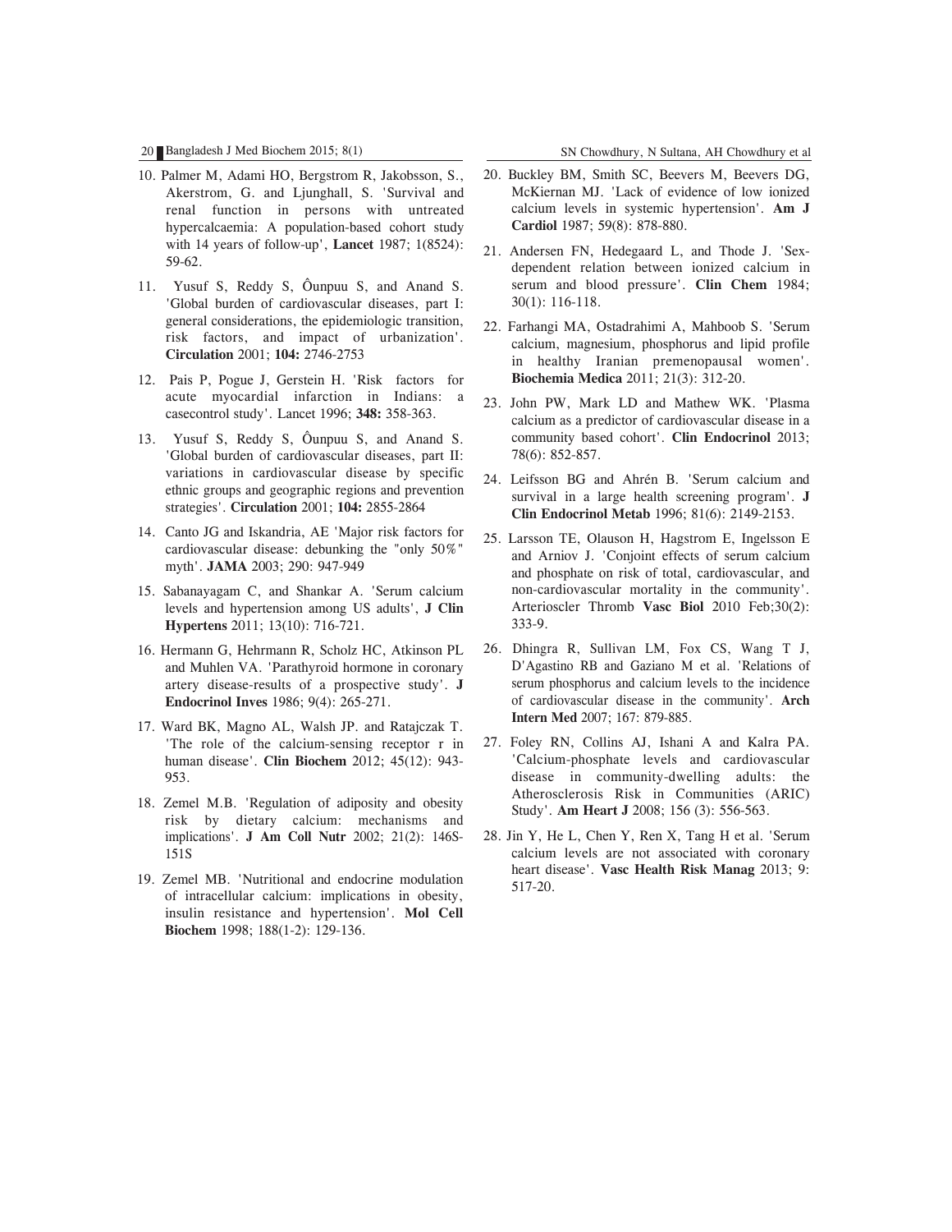10. Palmer M, Adami HO, Bergstrom R, Jakobsson, S., Akerstrom, G. and Ljunghall, S. 'Survival and renal function in persons with untreated hypercalcaemia: A population-based cohort study with 14 years of follow-up', **Lancet** 1987; 1(8524): 59-62.

11. Yusuf S, Reddy S, Ôunpuu S, and Anand S. 'Global burden of cardiovascular diseases, part I: general considerations, the epidemiologic transition, risk factors, and impact of urbanization'. **Circulation** 2001; **104:** 2746-2753

12. Pais P, Pogue J, Gerstein H. 'Risk factors for acute myocardial infarction in Indians: a casecontrol study'. Lancet 1996; **348:** 358-363.

13. Yusuf S, Reddy S, Ôunpuu S, and Anand S. 'Global burden of cardiovascular diseases, part II: variations in cardiovascular disease by specific ethnic groups and geographic regions and prevention strategies'. **Circulation** 2001; **104:** 2855-2864

14. Canto JG and Iskandria, AE 'Major risk factors for cardiovascular disease: debunking the "only 50%" myth'. **JAMA** 2003; 290: 947-949

15. Sabanayagam C, and Shankar A. 'Serum calcium levels and hypertension among US adults', **J Clin Hypertens** 2011; 13(10): 716-721.

16. Hermann G, Hehrmann R, Scholz HC, Atkinson PL and Muhlen VA. 'Parathyroid hormone in coronary artery disease-results of a prospective study'. **J Endocrinol Inves** 1986; 9(4): 265-271.

17. Ward BK, Magno AL, Walsh JP. and Ratajczak T. 'The role of the calcium-sensing receptor r in human disease'. **Clin Biochem** 2012; 45(12): 943-953.

18. Zemel M.B. 'Regulation of adiposity and obesity risk by dietary calcium: mechanisms and implications'. **J Am Coll Nutr** 2002; 21(2): 146S-151S

19. Zemel MB. 'Nutritional and endocrine modulation of intracellular calcium: implications in obesity, insulin resistance and hypertension'. **Mol Cell Biochem** 1998; 188(1-2): 129-136.

20. Buckley BM, Smith SC, Beevers M, Beevers DG, McKiernan MJ. 'Lack of evidence of low ionized calcium levels in systemic hypertension'. **Am J Cardiol** 1987; 59(8): 878-880.

21. Andersen FN, Hedegaard L, and Thode J. 'Sex-dependent relation between ionized calcium in serum and blood pressure'. **Clin Chem** 1984; 30(1): 116-118.

22. Farhangi MA, Ostadrahimi A, Mahboob S. 'Serum calcium, magnesium, phosphorus and lipid profile in healthy Iranian premenopausal women'. **Biochemia Medica** 2011; 21(3): 312-20.

23. John PW, Mark LD and Mathew WK. 'Plasma calcium as a predictor of cardiovascular disease in a community based cohort'. **Clin Endocrinol** 2013; 78(6): 852-857.

24. Leifsson BG and Ahrén B. 'Serum calcium and survival in a large health screening program'. **J Clin Endocrinol Metab** 1996; 81(6): 2149-2153.

25. Larsson TE, Olauson H, Hagstrom E, Ingelsson E and Arniov J. 'Conjoint effects of serum calcium and phosphate on risk of total, cardiovascular, and non-cardiovascular mortality in the community'. Arterioscler Thromb **Vasc Biol** 2010 Feb;30(2): 333-9.

26. Dhingra R, Sullivan LM, Fox CS, Wang T J, D'Agastino RB and Gaziano M et al. 'Relations of serum phosphorus and calcium levels to the incidence of cardiovascular disease in the community'. **Arch Intern Med** 2007; 167: 879-885.

27. Foley RN, Collins AJ, Ishani A and Kalra PA. 'Calcium-phosphate levels and cardiovascular disease in community-dwelling adults: the Atherosclerosis Risk in Communities (ARIC) Study'. **Am Heart J** 2008; 156 (3): 556-563.

28. Jin Y, He L, Chen Y, Ren X, Tang H et al. 'Serum calcium levels are not associated with coronary heart disease'. **Vasc Health Risk Manag** 2013; 9: 517-20.